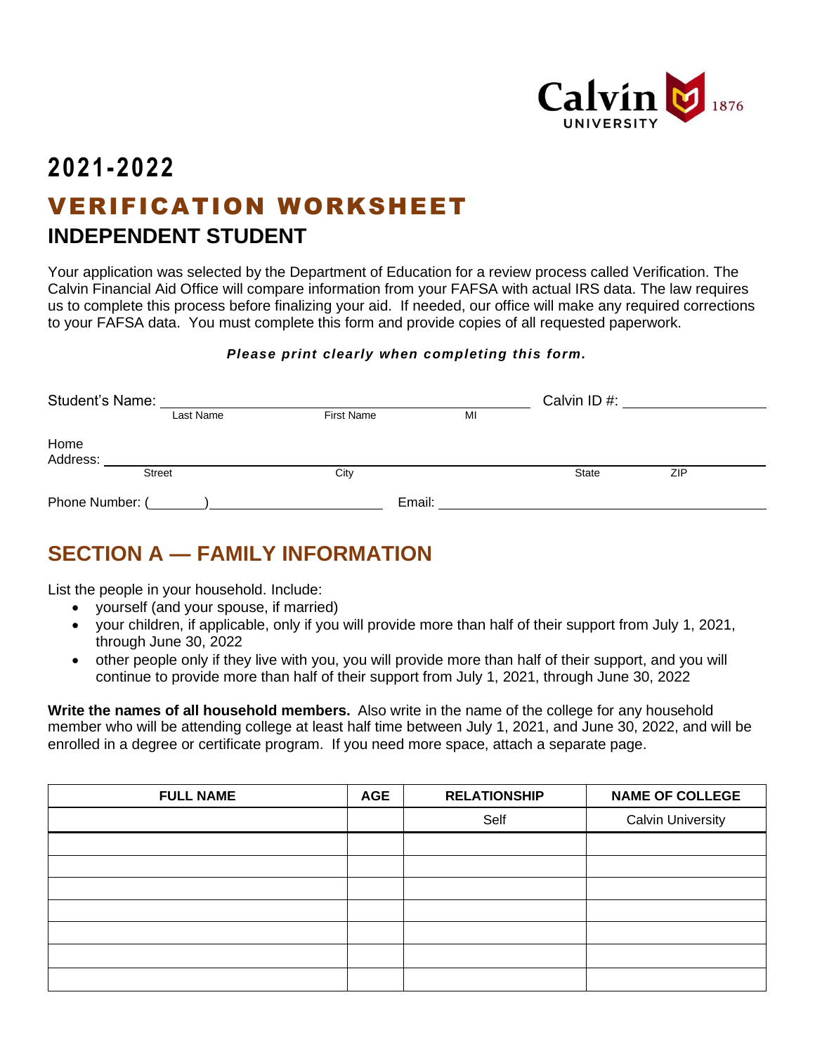Calvin UNIVERSITY 1876

# 2021-2022

# VERIFICATION WORKSHEET

## INDEPENDENT STUDENT

Your application was selected by the Department of Education for a review process called Verification. The Calvin Financial Aid Office will compare information from your FAFSA with actual IRS data. The law requires us to complete this process before finalizing your aid. If needed, our office will make any required corrections to your FAFSA data. You must complete this form and provide copies of all requested paperwork.

***Please print clearly when completing this form.***

Student's Name: ______________________________ Calvin ID #: ______________

Last Name First Name MI

Home Address: ______________________________________________

Street City State ZIP

Phone Number: (______) ______________ Email: ______________________

## SECTION A — FAMILY INFORMATION

List the people in your household. Include:

- yourself (and your spouse, if married)
- your children, if applicable, only if you will provide more than half of their support from July 1, 2021, through June 30, 2022
- other people only if they live with you, you will provide more than half of their support, and you will continue to provide more than half of their support from July 1, 2021, through June 30, 2022

**Write the names of all household members.** Also write in the name of the college for any household member who will be attending college at least half time between July 1, 2021, and June 30, 2022, and will be enrolled in a degree or certificate program. If you need more space, attach a separate page.

| FULL NAME | AGE | RELATIONSHIP | NAME OF COLLEGE |
|---|---|---|---|
| | | Self | Calvin University |
| | | | |
| | | | |
| | | | |
| | | | |
| | | | |
| | | | |
| | | | |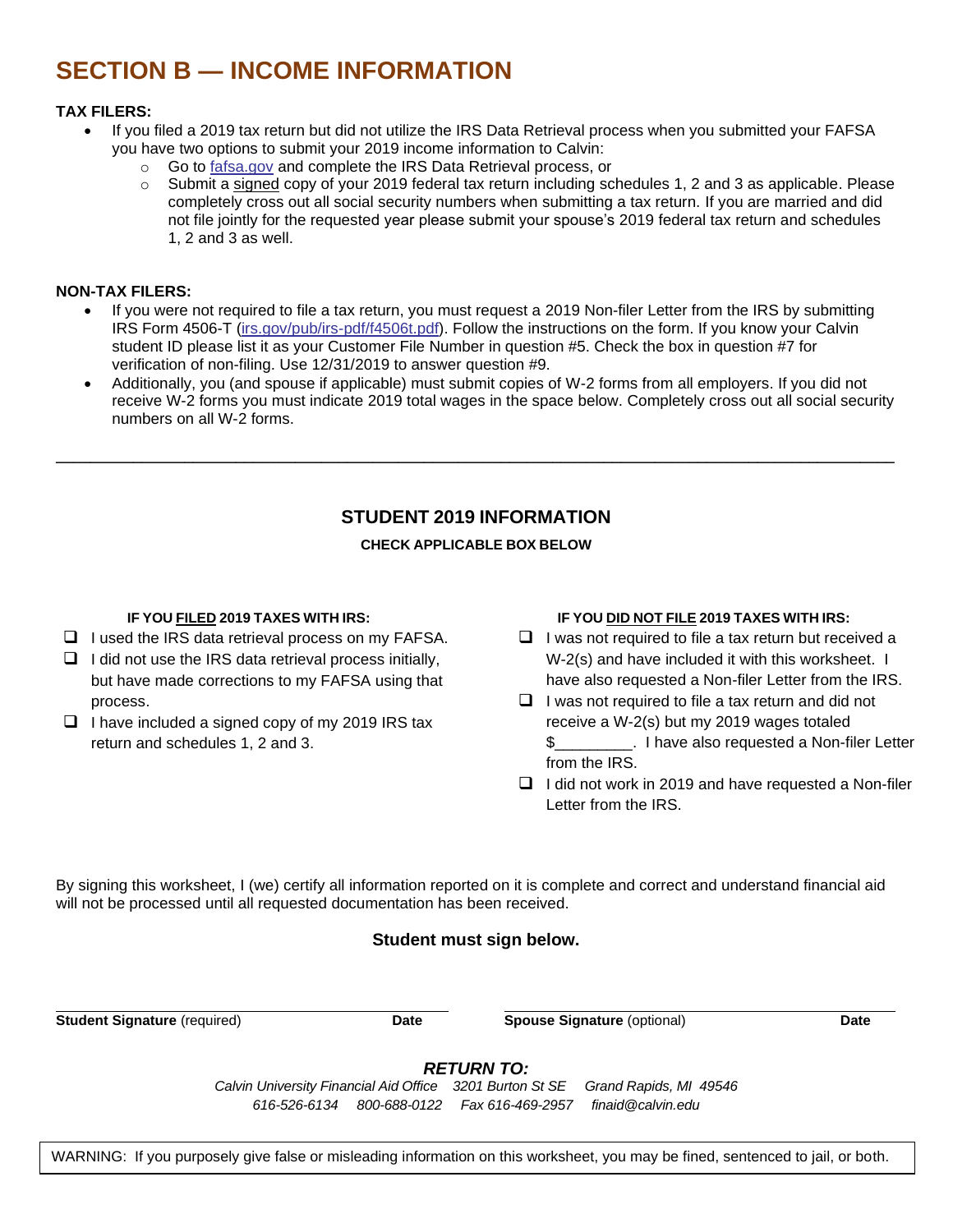# SECTION B — INCOME INFORMATION

**TAX FILERS:**

- If you filed a 2019 tax return but did not utilize the IRS Data Retrieval process when you submitted your FAFSA you have two options to submit your 2019 income information to Calvin:
  - Go to fafsa.gov and complete the IRS Data Retrieval process, or
  - Submit a signed copy of your 2019 federal tax return including schedules 1, 2 and 3 as applicable. Please completely cross out all social security numbers when submitting a tax return. If you are married and did not file jointly for the requested year please submit your spouse's 2019 federal tax return and schedules 1, 2 and 3 as well.

**NON-TAX FILERS:**

- If you were not required to file a tax return, you must request a 2019 Non-filer Letter from the IRS by submitting IRS Form 4506-T (irs.gov/pub/irs-pdf/f4506t.pdf). Follow the instructions on the form. If you know your Calvin student ID please list it as your Customer File Number in question #5. Check the box in question #7 for verification of non-filing. Use 12/31/2019 to answer question #9.
- Additionally, you (and spouse if applicable) must submit copies of W-2 forms from all employers. If you did not receive W-2 forms you must indicate 2019 total wages in the space below. Completely cross out all social security numbers on all W-2 forms.

---

## STUDENT 2019 INFORMATION

**CHECK APPLICABLE BOX BELOW**

**IF YOU FILED 2019 TAXES WITH IRS:**

- ❑ I used the IRS data retrieval process on my FAFSA.
- ❑ I did not use the IRS data retrieval process initially, but have made corrections to my FAFSA using that process.
- ❑ I have included a signed copy of my 2019 IRS tax return and schedules 1, 2 and 3.

**IF YOU DID NOT FILE 2019 TAXES WITH IRS:**

- ❑ I was not required to file a tax return but received a W-2(s) and have included it with this worksheet. I have also requested a Non-filer Letter from the IRS.
- ❑ I was not required to file a tax return and did not receive a W-2(s) but my 2019 wages totaled $_________. I have also requested a Non-filer Letter from the IRS.
- ❑ I did not work in 2019 and have requested a Non-filer Letter from the IRS.

By signing this worksheet, I (we) certify all information reported on it is complete and correct and understand financial aid will not be processed until all requested documentation has been received.

**Student must sign below.**

**Student Signature** (required) ____________________ **Date** ________

**Spouse Signature** (optional) ____________________ **Date** ________

***RETURN TO:***

*Calvin University Financial Aid Office 3201 Burton St SE Grand Rapids, MI 49546*

*616-526-6134 800-688-0122 Fax 616-469-2957 finaid@calvin.edu*

WARNING: If you purposely give false or misleading information on this worksheet, you may be fined, sentenced to jail, or both.